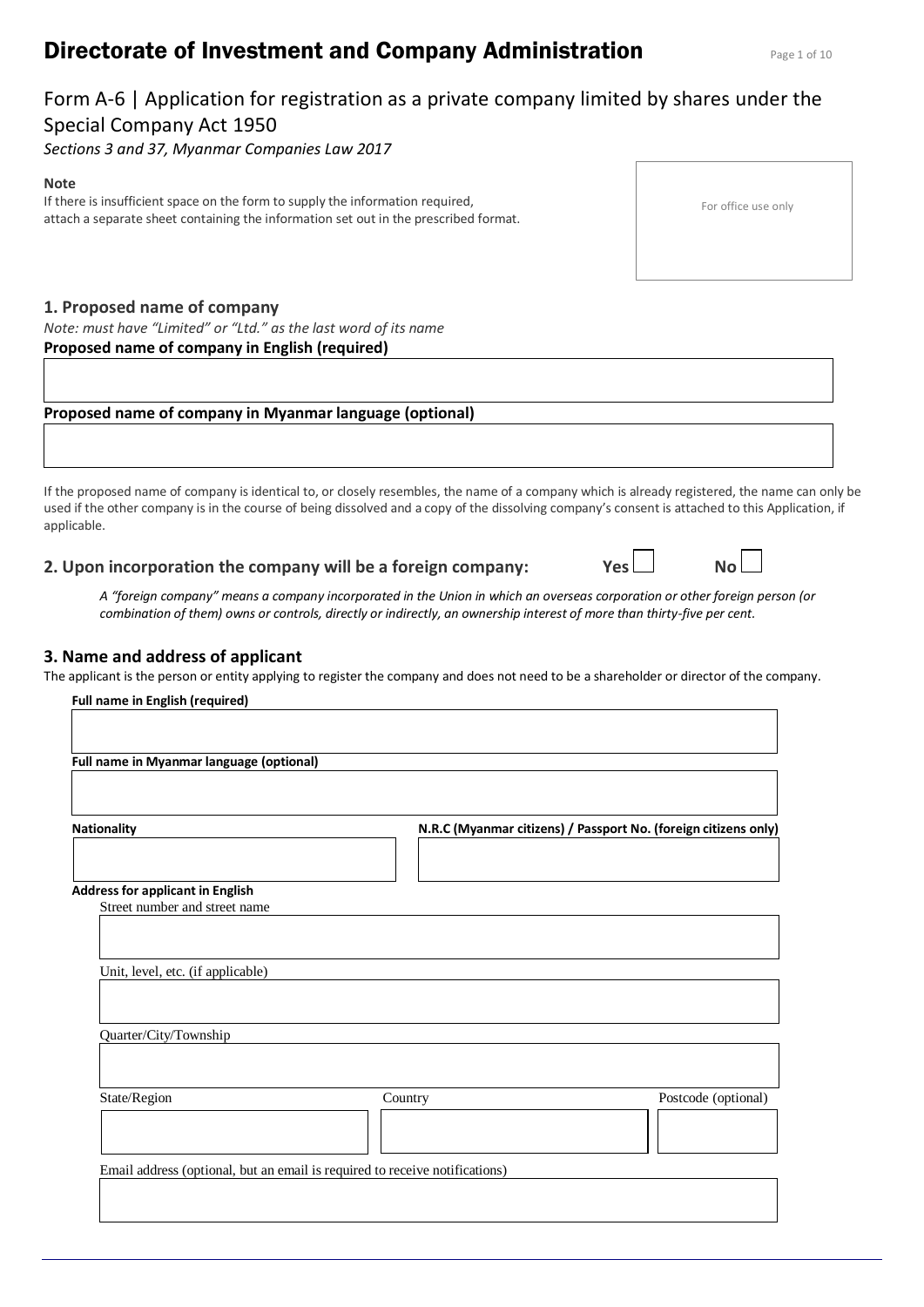# Directorate of Investment and Company Administration

## Form A-6 | Application for registration as a private company limited by shares under the Special Company Act 1950

*Sections 3 and 37, Myanmar Companies Law 2017*

**Note**
If there is insufficient space on the form to supply the information required, attach a separate sheet containing the information set out in the prescribed format.

For office use only

### 1. Proposed name of company

*Note: must have "Limited" or "Ltd." as the last word of its name*

**Proposed name of company in English (required)**

**Proposed name of company in Myanmar language (optional)**

If the proposed name of company is identical to, or closely resembles, the name of a company which is already registered, the name can only be used if the other company is in the course of being dissolved and a copy of the dissolving company's consent is attached to this Application, if applicable.

### 2. Upon incorporation the company will be a foreign company: Yes ☐ No ☐

*A "foreign company" means a company incorporated in the Union in which an overseas corporation or other foreign person (or combination of them) owns or controls, directly or indirectly, an ownership interest of more than thirty-five per cent.*

### 3. Name and address of applicant

The applicant is the person or entity applying to register the company and does not need to be a shareholder or director of the company.

**Full name in English (required)**

**Full name in Myanmar language (optional)**

**Nationality**

**N.R.C (Myanmar citizens) / Passport No. (foreign citizens only)**

**Address for applicant in English**

Street number and street name

Unit, level, etc. (if applicable)

Quarter/City/Township

State/Region

Country

Postcode (optional)

Email address (optional, but an email is required to receive notifications)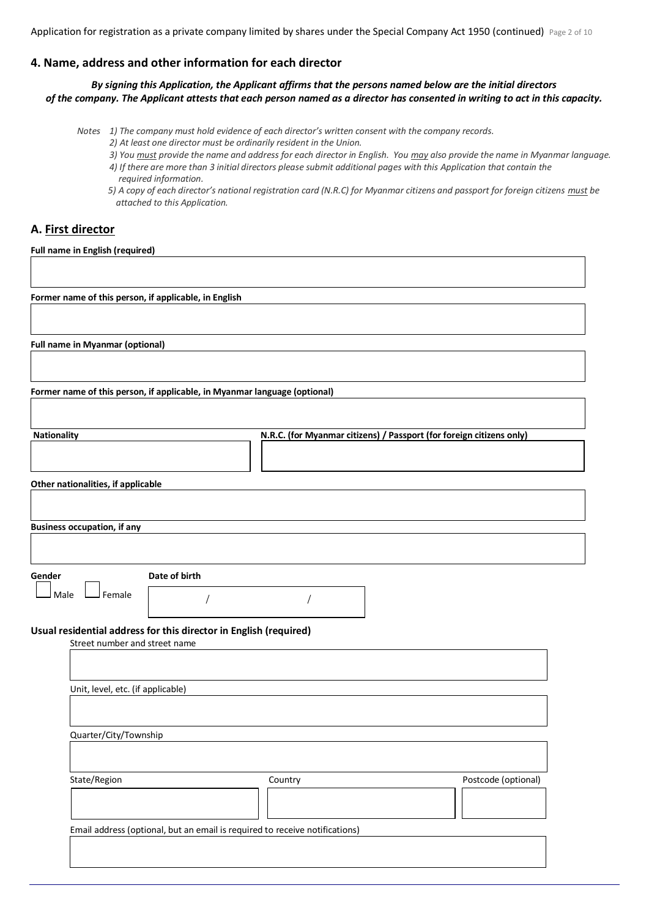## 4. Name, address and other information for each director

***By signing this Application, the Applicant affirms that the persons named below are the initial directors of the company. The Applicant attests that each person named as a director has consented in writing to act in this capacity.***

*Notes 1) The company must hold evidence of each director's written consent with the company records.*
*2) At least one director must be ordinarily resident in the Union.*
*3) You must provide the name and address for each director in English. You may also provide the name in Myanmar language.*
*4) If there are more than 3 initial directors please submit additional pages with this Application that contain the required information.*
*5) A copy of each director's national registration card (N.R.C) for Myanmar citizens and passport for foreign citizens must be attached to this Application.*

### A. First director

**Full name in English (required)**

**Former name of this person, if applicable, in English**

**Full name in Myanmar (optional)**

**Former name of this person, if applicable, in Myanmar language (optional)**

**Nationality**

**N.R.C. (for Myanmar citizens) / Passport (for foreign citizens only)**

**Other nationalities, if applicable**

**Business occupation, if any**

**Gender**

☐ Male ☐ Female

**Date of birth**

/ /

**Usual residential address for this director in English (required)**

Street number and street name

Unit, level, etc. (if applicable)

Quarter/City/Township

State/Region

Country

Postcode (optional)

Email address (optional, but an email is required to receive notifications)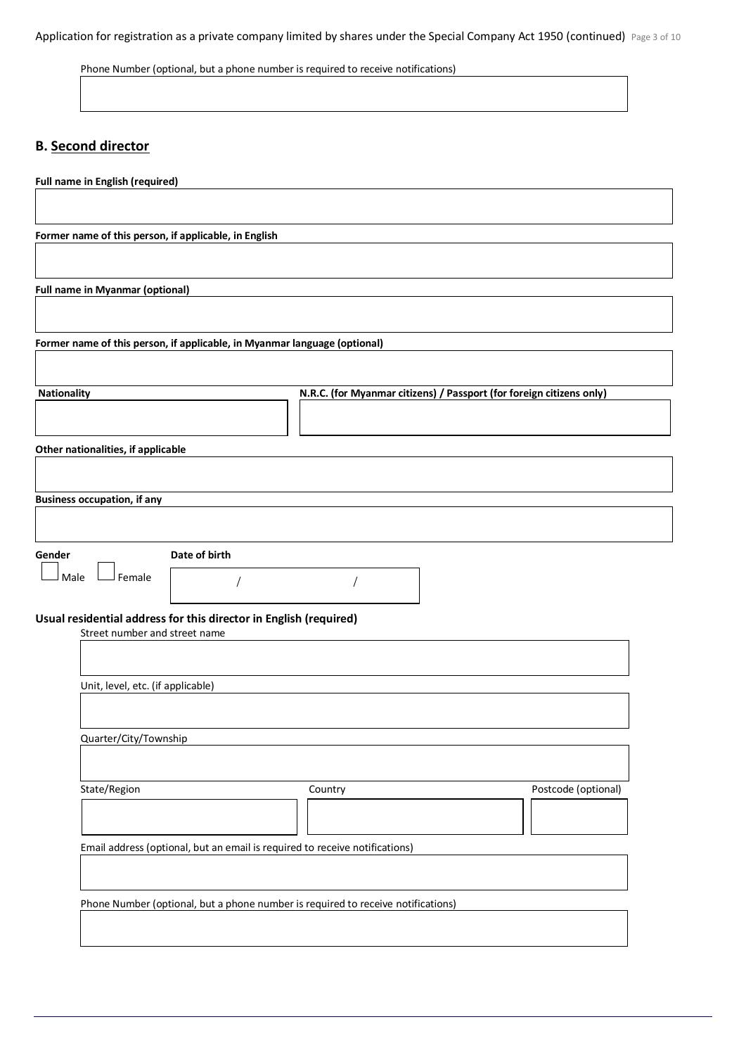Phone Number (optional, but a phone number is required to receive notifications)

## B. Second director

**Full name in English (required)**

**Former name of this person, if applicable, in English**

**Full name in Myanmar (optional)**

**Former name of this person, if applicable, in Myanmar language (optional)**

**Nationality**

**N.R.C. (for Myanmar citizens) / Passport (for foreign citizens only)**

**Other nationalities, if applicable**

**Business occupation, if any**

**Gender**

☐ Male ☐ Female

**Date of birth**

/ /

**Usual residential address for this director in English (required)**

Street number and street name

Unit, level, etc. (if applicable)

Quarter/City/Township

State/Region

Country

Postcode (optional)

Email address (optional, but an email is required to receive notifications)

Phone Number (optional, but a phone number is required to receive notifications)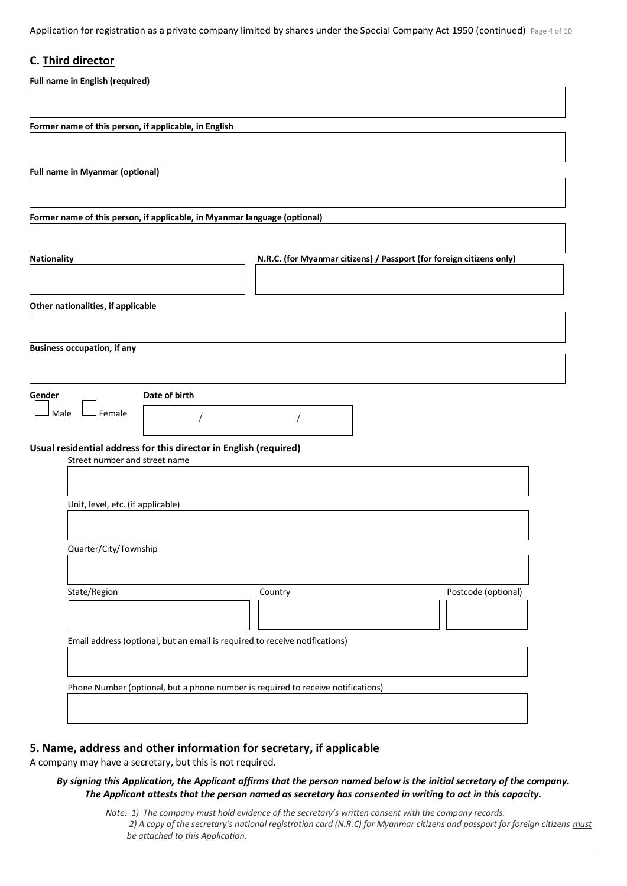## C. Third director

**Full name in English (required)**

**Former name of this person, if applicable, in English**

**Full name in Myanmar (optional)**

**Former name of this person, if applicable, in Myanmar language (optional)**

**Nationality**

**N.R.C. (for Myanmar citizens) / Passport (for foreign citizens only)**

**Other nationalities, if applicable**

**Business occupation, if any**

**Gender**

☐ Male ☐ Female

**Date of birth**

/ /

**Usual residential address for this director in English (required)**

Street number and street name

Unit, level, etc. (if applicable)

Quarter/City/Township

State/Region

Country

Postcode (optional)

Email address (optional, but an email is required to receive notifications)

Phone Number (optional, but a phone number is required to receive notifications)

## 5. Name, address and other information for secretary, if applicable

A company may have a secretary, but this is not required.

***By signing this Application, the Applicant affirms that the person named below is the initial secretary of the company. The Applicant attests that the person named as secretary has consented in writing to act in this capacity.***

*Note: 1) The company must hold evidence of the secretary's written consent with the company records.*
*2) A copy of the secretary's national registration card (N.R.C) for Myanmar citizens and passport for foreign citizens must be attached to this Application.*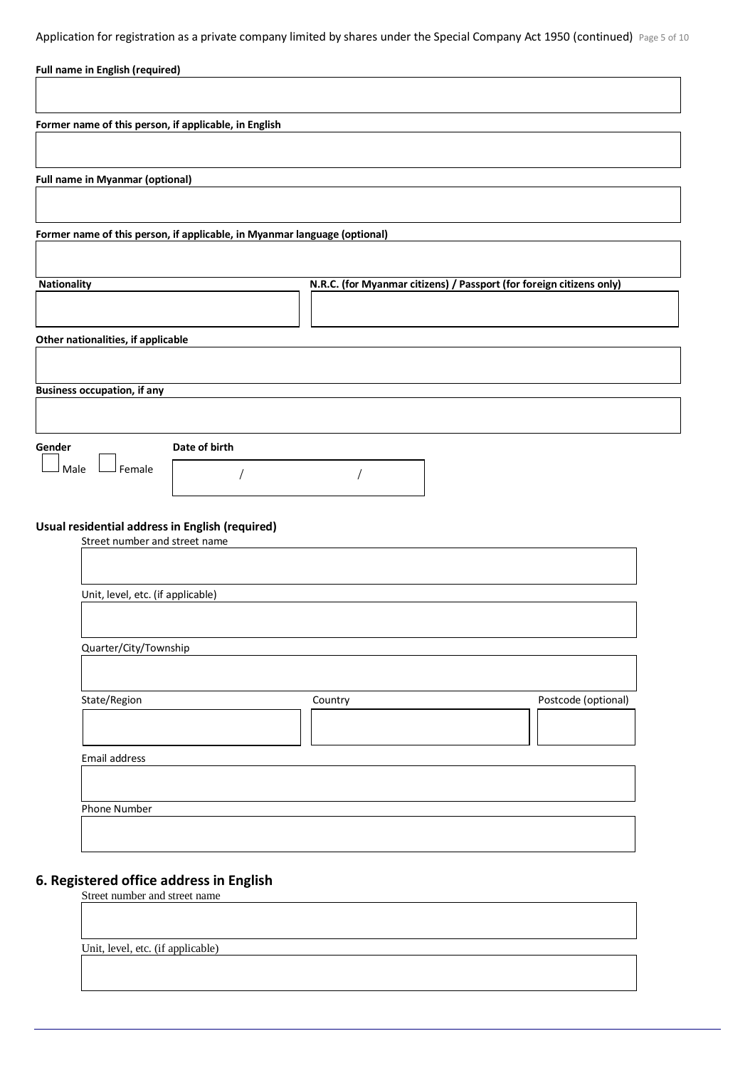**Full name in English (required)**

**Former name of this person, if applicable, in English**

**Full name in Myanmar (optional)**

**Former name of this person, if applicable, in Myanmar language (optional)**

**Nationality**

**N.R.C. (for Myanmar citizens) / Passport (for foreign citizens only)**

**Other nationalities, if applicable**

**Business occupation, if any**

**Gender**

☐ Male ☐ Female

**Date of birth**

/ /

**Usual residential address in English (required)**

Street number and street name

Unit, level, etc. (if applicable)

Quarter/City/Township

State/Region

Country

Postcode (optional)

Email address

Phone Number

## 6. Registered office address in English

Street number and street name

Unit, level, etc. (if applicable)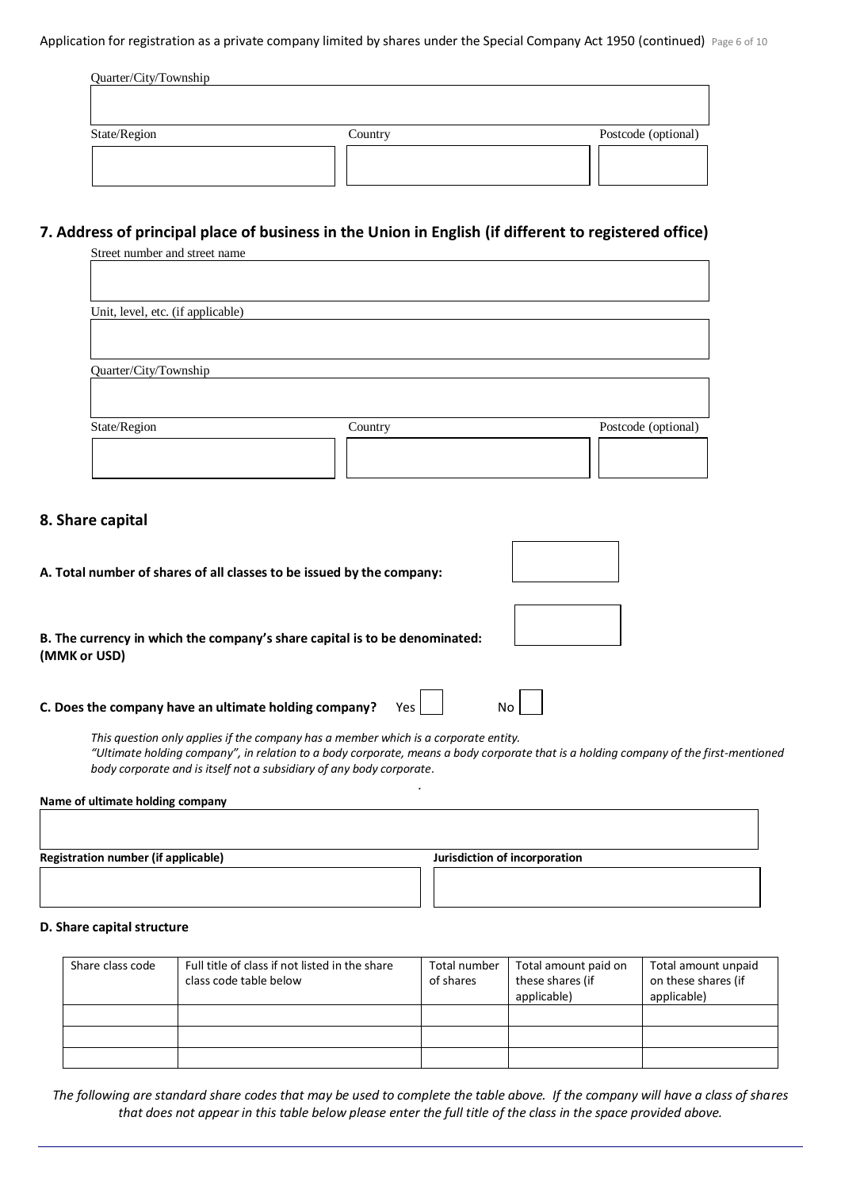Quarter/City/Township

State/Region | Country | Postcode (optional)

## 7. Address of principal place of business in the Union in English (if different to registered office)

Street number and street name

Unit, level, etc. (if applicable)

Quarter/City/Township

State/Region | Country | Postcode (optional)

## 8. Share capital

**A. Total number of shares of all classes to be issued by the company:**

**B. The currency in which the company's share capital is to be denominated: (MMK or USD)**

**C. Does the company have an ultimate holding company?** Yes ☐ No ☐

*This question only applies if the company has a member which is a corporate entity.*
*"Ultimate holding company", in relation to a body corporate, means a body corporate that is a holding company of the first-mentioned body corporate and is itself not a subsidiary of any body corporate.*

**Name of ultimate holding company**

**Registration number (if applicable)** | **Jurisdiction of incorporation**

**D. Share capital structure**

| Share class code | Full title of class if not listed in the share class code table below | Total number of shares | Total amount paid on these shares (if applicable) | Total amount unpaid on these shares (if applicable) |
|---|---|---|---|---|
| | | | | |
| | | | | |
| | | | | |

*The following are standard share codes that may be used to complete the table above. If the company will have a class of shares that does not appear in this table below please enter the full title of the class in the space provided above.*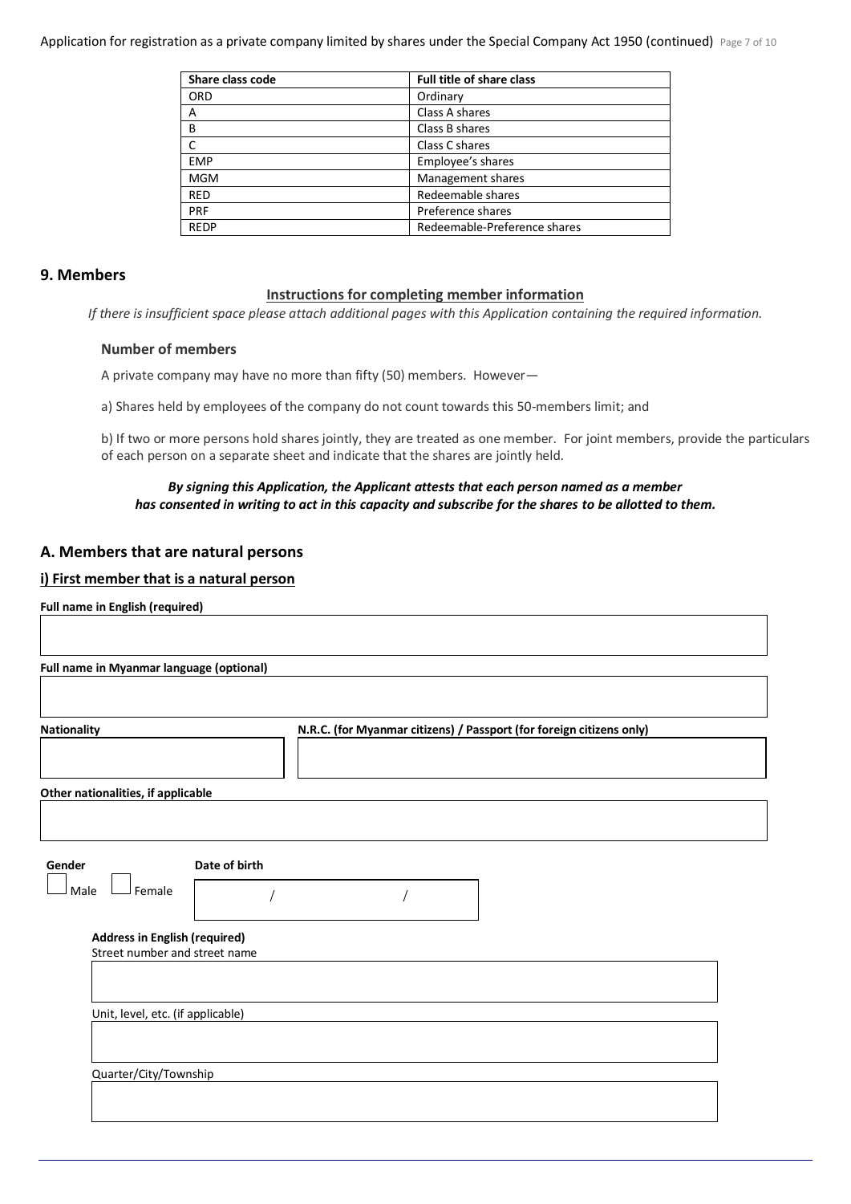| Share class code | Full title of share class |
| --- | --- |
| ORD | Ordinary |
| A | Class A shares |
| B | Class B shares |
| C | Class C shares |
| EMP | Employee's shares |
| MGM | Management shares |
| RED | Redeemable shares |
| PRF | Preference shares |
| REDP | Redeemable-Preference shares |

## 9. Members

**Instructions for completing member information**

*If there is insufficient space please attach additional pages with this Application containing the required information.*

### Number of members

A private company may have no more than fifty (50) members. However—

a) Shares held by employees of the company do not count towards this 50-members limit; and

b) If two or more persons hold shares jointly, they are treated as one member. For joint members, provide the particulars of each person on a separate sheet and indicate that the shares are jointly held.

***By signing this Application, the Applicant attests that each person named as a member has consented in writing to act in this capacity and subscribe for the shares to be allotted to them.***

## A. Members that are natural persons

### i) First member that is a natural person

**Full name in English (required)**

**Full name in Myanmar language (optional)**

**Nationality**

**N.R.C. (for Myanmar citizens) / Passport (for foreign citizens only)**

**Other nationalities, if applicable**

**Gender**

☐ Male ☐ Female

**Date of birth**

/ /

**Address in English (required)**

Street number and street name

Unit, level, etc. (if applicable)

Quarter/City/Township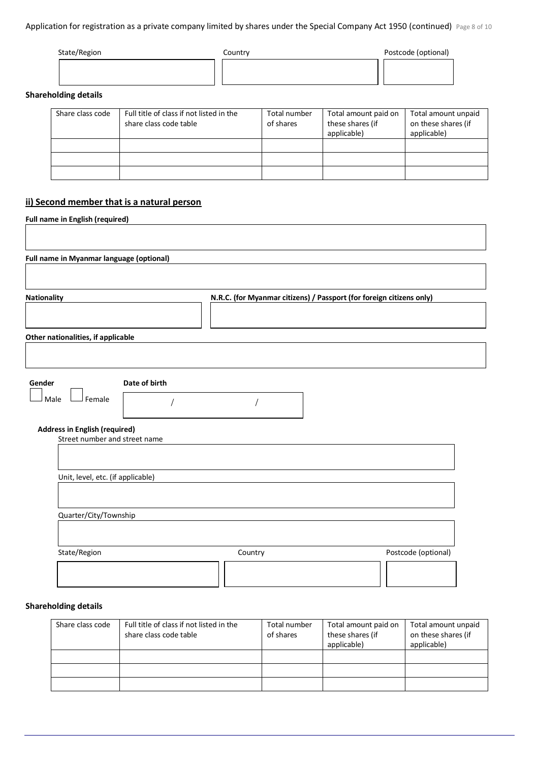State/Region | Country | Postcode (optional)

| State/Region | Country | Postcode (optional) |
|---|---|---|
| | | |

**Shareholding details**

| Share class code | Full title of class if not listed in the share class code table | Total number of shares | Total amount paid on these shares (if applicable) | Total amount unpaid on these shares (if applicable) |
|---|---|---|---|---|
| | | | | |
| | | | | |
| | | | | |

## ii) Second member that is a natural person

**Full name in English (required)**

**Full name in Myanmar language (optional)**

**Nationality**

**N.R.C. (for Myanmar citizens) / Passport (for foreign citizens only)**

**Other nationalities, if applicable**

**Gender**

☐ Male ☐ Female

**Date of birth**

/ /

**Address in English (required)**

Street number and street name

Unit, level, etc. (if applicable)

Quarter/City/Township

| State/Region | Country | Postcode (optional) |
|---|---|---|
| | | |

**Shareholding details**

| Share class code | Full title of class if not listed in the share class code table | Total number of shares | Total amount paid on these shares (if applicable) | Total amount unpaid on these shares (if applicable) |
|---|---|---|---|---|
| | | | | |
| | | | | |
| | | | | |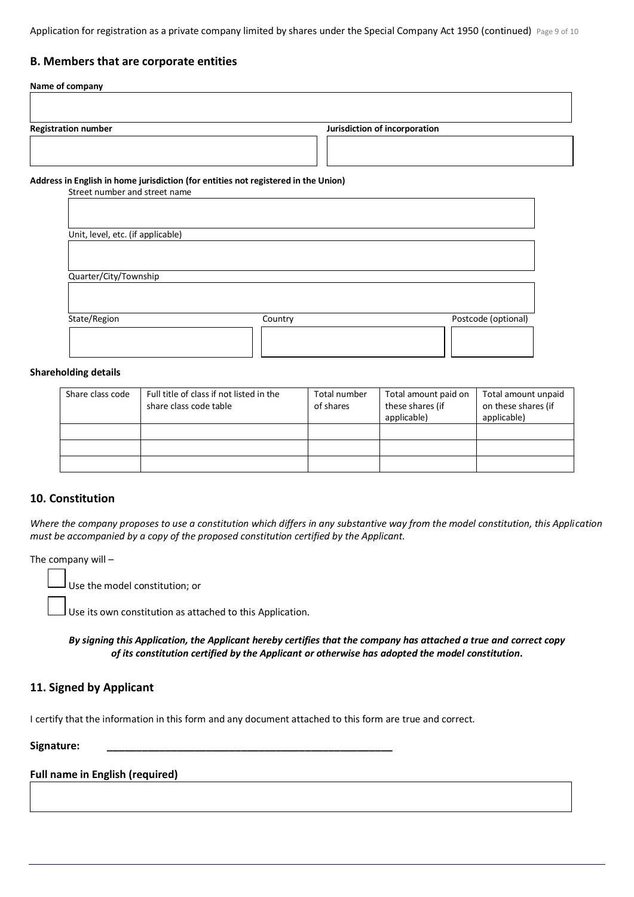## B. Members that are corporate entities

**Name of company**

**Registration number**

**Jurisdiction of incorporation**

**Address in English in home jurisdiction (for entities not registered in the Union)**

Street number and street name

Unit, level, etc. (if applicable)

Quarter/City/Township

State/Region

Country

Postcode (optional)

**Shareholding details**

| Share class code | Full title of class if not listed in the share class code table | Total number of shares | Total amount paid on these shares (if applicable) | Total amount unpaid on these shares (if applicable) |
|---|---|---|---|---|
| | | | | |
| | | | | |
| | | | | |

## 10. Constitution

*Where the company proposes to use a constitution which differs in any substantive way from the model constitution, this Application must be accompanied by a copy of the proposed constitution certified by the Applicant.*

The company will –

☐ Use the model constitution; or

☐ Use its own constitution as attached to this Application.

***By signing this Application, the Applicant hereby certifies that the company has attached a true and correct copy of its constitution certified by the Applicant or otherwise has adopted the model constitution.***

## 11. Signed by Applicant

I certify that the information in this form and any document attached to this form are true and correct.

**Signature:** ____________________________________________

**Full name in English (required)**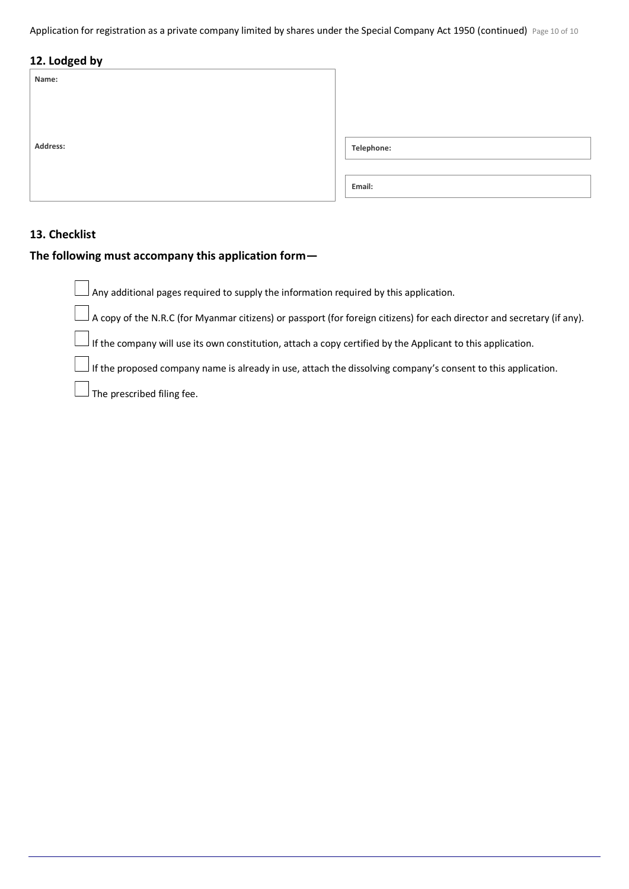## 12. Lodged by

**Name:**

**Address:**

**Telephone:**

**Email:**

## 13. Checklist

## The following must accompany this application form—

- ☐ Any additional pages required to supply the information required by this application.
- ☐ A copy of the N.R.C (for Myanmar citizens) or passport (for foreign citizens) for each director and secretary (if any).
- ☐ If the company will use its own constitution, attach a copy certified by the Applicant to this application.
- ☐ If the proposed company name is already in use, attach the dissolving company's consent to this application.
- ☐ The prescribed filing fee.